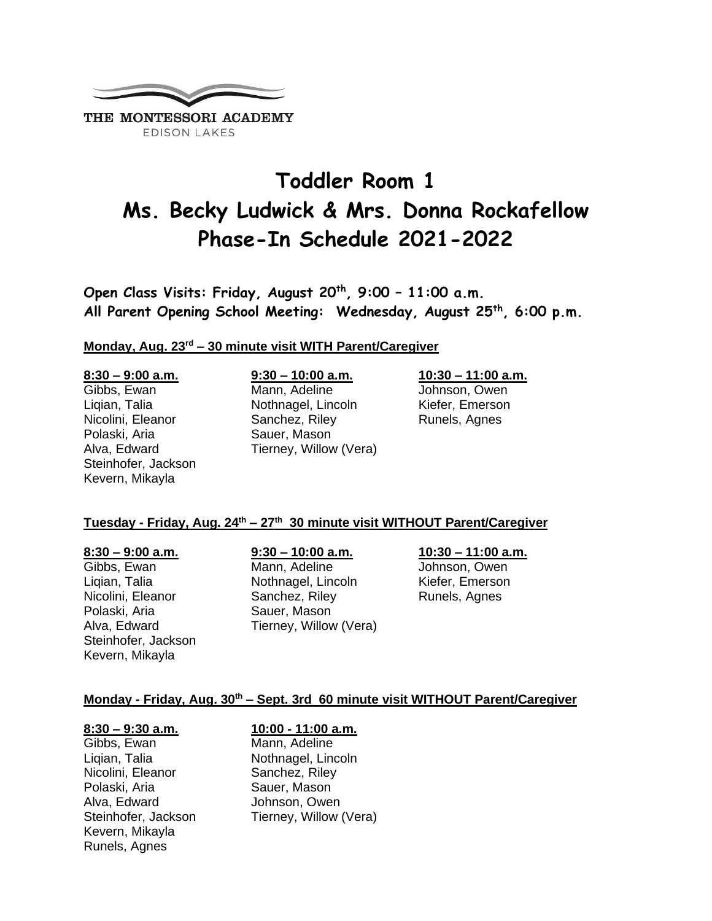THE MONTESSORI ACADEMY
EDISON LAKES

# Toddler Room 1
# Ms. Becky Ludwick & Mrs. Donna Rockafellow
# Phase-In Schedule 2021-2022

**Open Class Visits: Friday, August 20th, 9:00 – 11:00 a.m.**
**All Parent Opening School Meeting: Wednesday, August 25th, 6:00 p.m.**

**Monday, Aug. 23rd – 30 minute visit WITH Parent/Caregiver**

| 8:30 – 9:00 a.m. | 9:30 – 10:00 a.m. | 10:30 – 11:00 a.m. |
|---|---|---|
| Gibbs, Ewan | Mann, Adeline | Johnson, Owen |
| Liqian, Talia | Nothnagel, Lincoln | Kiefer, Emerson |
| Nicolini, Eleanor | Sanchez, Riley | Runels, Agnes |
| Polaski, Aria | Sauer, Mason | |
| Alva, Edward | Tierney, Willow (Vera) | |
| Steinhofer, Jackson | | |
| Kevern, Mikayla | | |

**Tuesday - Friday, Aug. 24th – 27th 30 minute visit WITHOUT Parent/Caregiver**

| 8:30 – 9:00 a.m. | 9:30 – 10:00 a.m. | 10:30 – 11:00 a.m. |
|---|---|---|
| Gibbs, Ewan | Mann, Adeline | Johnson, Owen |
| Liqian, Talia | Nothnagel, Lincoln | Kiefer, Emerson |
| Nicolini, Eleanor | Sanchez, Riley | Runels, Agnes |
| Polaski, Aria | Sauer, Mason | |
| Alva, Edward | Tierney, Willow (Vera) | |
| Steinhofer, Jackson | | |
| Kevern, Mikayla | | |

**Monday - Friday, Aug. 30th – Sept. 3rd 60 minute visit WITHOUT Parent/Caregiver**

| 8:30 – 9:30 a.m. | 10:00 - 11:00 a.m. |
|---|---|
| Gibbs, Ewan | Mann, Adeline |
| Liqian, Talia | Nothnagel, Lincoln |
| Nicolini, Eleanor | Sanchez, Riley |
| Polaski, Aria | Sauer, Mason |
| Alva, Edward | Johnson, Owen |
| Steinhofer, Jackson | Tierney, Willow (Vera) |
| Kevern, Mikayla | |
| Runels, Agnes | |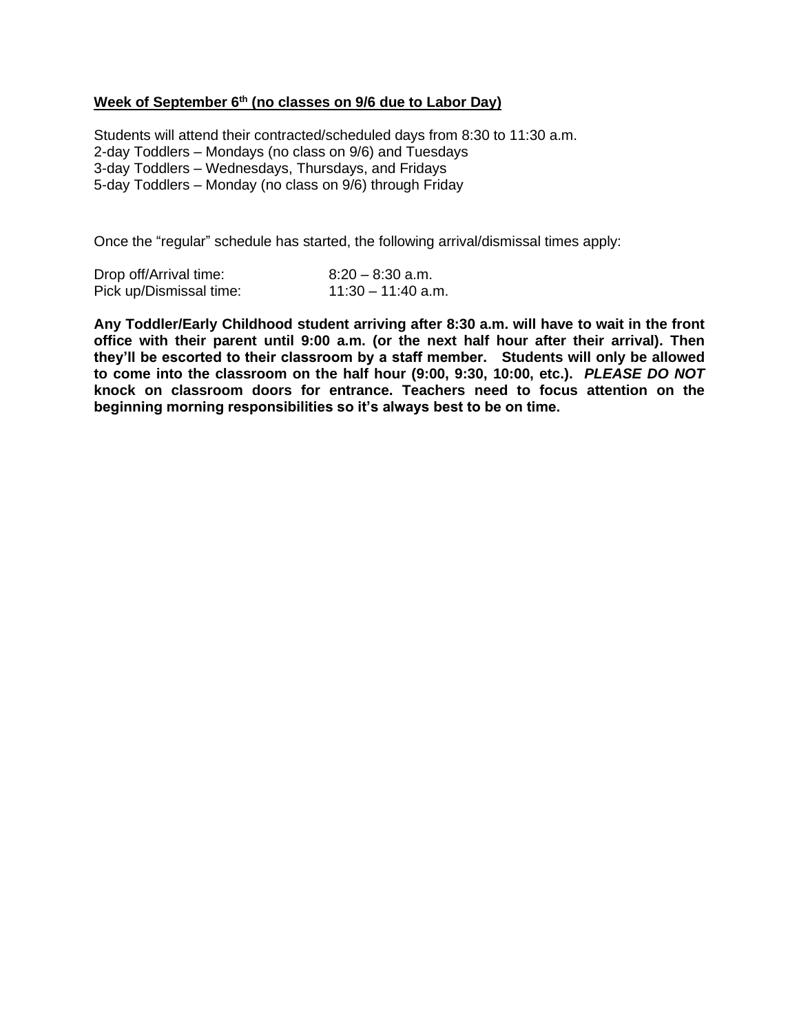**<u>Week of September 6th (no classes on 9/6 due to Labor Day)</u>**

Students will attend their contracted/scheduled days from 8:30 to 11:30 a.m.
2-day Toddlers – Mondays (no class on 9/6) and Tuesdays
3-day Toddlers – Wednesdays, Thursdays, and Fridays
5-day Toddlers – Monday (no class on 9/6) through Friday

Once the "regular" schedule has started, the following arrival/dismissal times apply:

| | |
|---|---|
| Drop off/Arrival time: | 8:20 – 8:30 a.m. |
| Pick up/Dismissal time: | 11:30 – 11:40 a.m. |

**Any Toddler/Early Childhood student arriving after 8:30 a.m. will have to wait in the front office with their parent until 9:00 a.m. (or the next half hour after their arrival). Then they'll be escorted to their classroom by a staff member. Students will only be allowed to come into the classroom on the half hour (9:00, 9:30, 10:00, etc.). *PLEASE DO NOT* knock on classroom doors for entrance. Teachers need to focus attention on the beginning morning responsibilities so it's always best to be on time.**